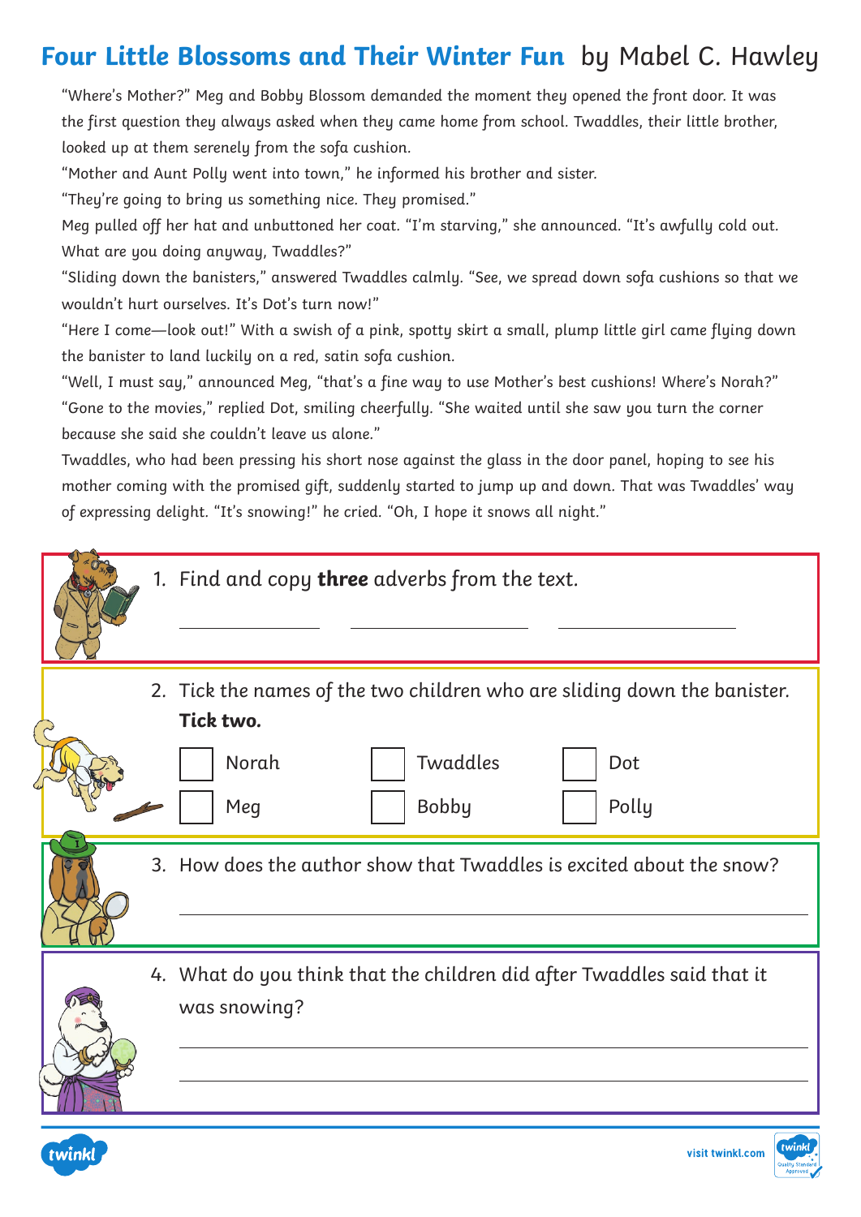# Four Little Blossoms and Their Winter Fun by Mabel C. Hawley

"Where's Mother?" Meg and Bobby Blossom demanded the moment they opened the front door. It was the first question they always asked when they came home from school. Twaddles, their little brother, looked up at them serenely from the sofa cushion.

"Mother and Aunt Polly went into town," he informed his brother and sister.

"They're going to bring us something nice. They promised."

Meg pulled off her hat and unbuttoned her coat. "I'm starving," she announced. "It's awfully cold out. What are you doing anyway, Twaddles?"

"Sliding down the banisters," answered Twaddles calmly. "See, we spread down sofa cushions so that we wouldn't hurt ourselves. It's Dot's turn now!"

"Here I come—look out!" With a swish of a pink, spotty skirt a small, plump little girl came flying down the banister to land luckily on a red, satin sofa cushion.

"Well, I must say," announced Meg, "that's a fine way to use Mother's best cushions! Where's Norah?"

"Gone to the movies," replied Dot, smiling cheerfully. "She waited until she saw you turn the corner because she said she couldn't leave us alone."

Twaddles, who had been pressing his short nose against the glass in the door panel, hoping to see his mother coming with the promised gift, suddenly started to jump up and down. That was Twaddles' way of expressing delight. "It's snowing!" he cried. "Oh, I hope it snows all night."

1. Find and copy **three** adverbs from the text.

   ______________ ______________ ______________

2. Tick the names of the two children who are sliding down the banister. **Tick two.**

   ☐ Norah ☐ Twaddles ☐ Dot

   ☐ Meg ☐ Bobby ☐ Polly

3. How does the author show that Twaddles is excited about the snow?

   ______________________________________________

4. What do you think that the children did after Twaddles said that it was snowing?

   ______________________________________________

   ______________________________________________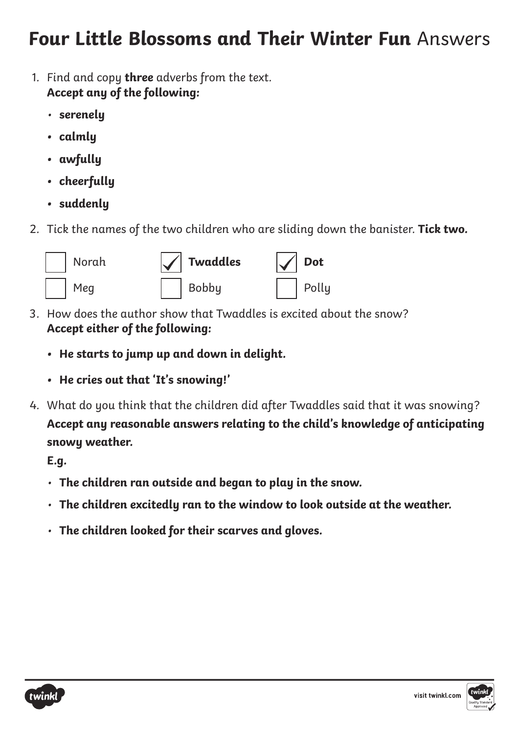# **Four Little Blossoms and Their Winter Fun** Answers

1. Find and copy **three** adverbs from the text.
   **Accept any of the following:**
   - **serenely**
   - **calmly**
   - **awfully**
   - **cheerfully**
   - **suddenly**

2. Tick the names of the two children who are sliding down the banister. **Tick two.**

| | | |
|---|---|---|
| ☐ Norah | ☑ **Twaddles** | ☑ **Dot** |
| ☐ Meg | ☐ Bobby | ☐ Polly |

3. How does the author show that Twaddles is excited about the snow?
   **Accept either of the following:**
   - **He starts to jump up and down in delight.**
   - **He cries out that 'It's snowing!'**

4. What do you think that the children did after Twaddles said that it was snowing?
   **Accept any reasonable answers relating to the child's knowledge of anticipating snowy weather.**
   **E.g.**
   - **The children ran outside and began to play in the snow.**
   - **The children excitedly ran to the window to look outside at the weather.**
   - **The children looked for their scarves and gloves.**